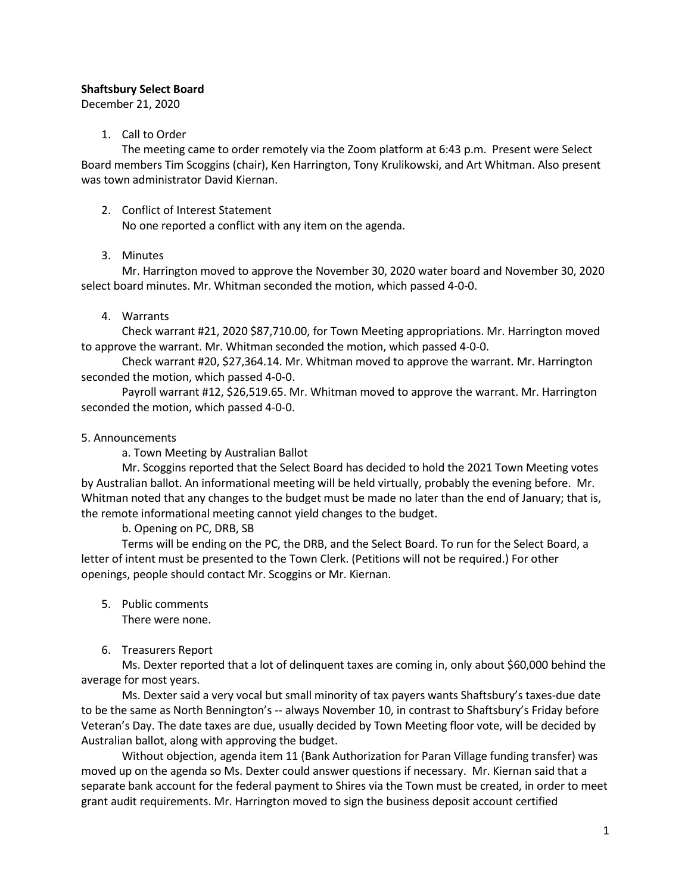**Shaftsbury Select Board**
December 21, 2020

1. Call to Order

   The meeting came to order remotely via the Zoom platform at 6:43 p.m. Present were Select Board members Tim Scoggins (chair), Ken Harrington, Tony Krulikowski, and Art Whitman. Also present was town administrator David Kiernan.

2. Conflict of Interest Statement

   No one reported a conflict with any item on the agenda.

3. Minutes

   Mr. Harrington moved to approve the November 30, 2020 water board and November 30, 2020 select board minutes. Mr. Whitman seconded the motion, which passed 4-0-0.

4. Warrants

   Check warrant #21, 2020 $87,710.00, for Town Meeting appropriations. Mr. Harrington moved to approve the warrant. Mr. Whitman seconded the motion, which passed 4-0-0.

   Check warrant #20, $27,364.14. Mr. Whitman moved to approve the warrant. Mr. Harrington seconded the motion, which passed 4-0-0.

   Payroll warrant #12, $26,519.65. Mr. Whitman moved to approve the warrant. Mr. Harrington seconded the motion, which passed 4-0-0.

5. Announcements

   a. Town Meeting by Australian Ballot

   Mr. Scoggins reported that the Select Board has decided to hold the 2021 Town Meeting votes by Australian ballot. An informational meeting will be held virtually, probably the evening before. Mr. Whitman noted that any changes to the budget must be made no later than the end of January; that is, the remote informational meeting cannot yield changes to the budget.

   b. Opening on PC, DRB, SB

   Terms will be ending on the PC, the DRB, and the Select Board. To run for the Select Board, a letter of intent must be presented to the Town Clerk. (Petitions will not be required.) For other openings, people should contact Mr. Scoggins or Mr. Kiernan.

5. Public comments

   There were none.

6. Treasurers Report

   Ms. Dexter reported that a lot of delinquent taxes are coming in, only about $60,000 behind the average for most years.

   Ms. Dexter said a very vocal but small minority of tax payers wants Shaftsbury's taxes-due date to be the same as North Bennington's -- always November 10, in contrast to Shaftsbury's Friday before Veteran's Day. The date taxes are due, usually decided by Town Meeting floor vote, will be decided by Australian ballot, along with approving the budget.

   Without objection, agenda item 11 (Bank Authorization for Paran Village funding transfer) was moved up on the agenda so Ms. Dexter could answer questions if necessary. Mr. Kiernan said that a separate bank account for the federal payment to Shires via the Town must be created, in order to meet grant audit requirements. Mr. Harrington moved to sign the business deposit account certified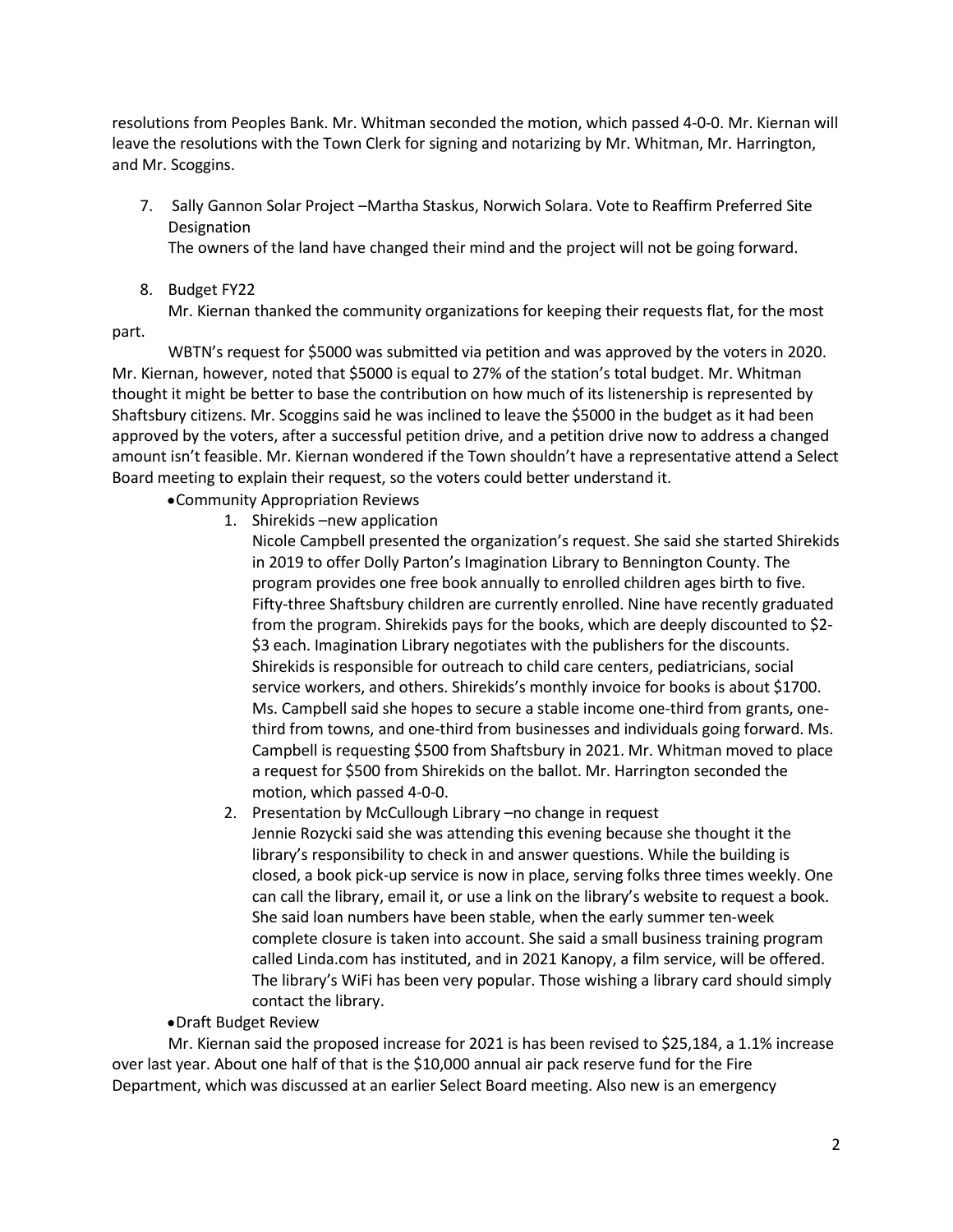resolutions from Peoples Bank. Mr. Whitman seconded the motion, which passed 4-0-0. Mr. Kiernan will leave the resolutions with the Town Clerk for signing and notarizing by Mr. Whitman, Mr. Harrington, and Mr. Scoggins.

7. Sally Gannon Solar Project –Martha Staskus, Norwich Solara. Vote to Reaffirm Preferred Site Designation

   The owners of the land have changed their mind and the project will not be going forward.

8. Budget FY22

   Mr. Kiernan thanked the community organizations for keeping their requests flat, for the most part.

   WBTN's request for $5000 was submitted via petition and was approved by the voters in 2020. Mr. Kiernan, however, noted that $5000 is equal to 27% of the station's total budget. Mr. Whitman thought it might be better to base the contribution on how much of its listenership is represented by Shaftsbury citizens. Mr. Scoggins said he was inclined to leave the $5000 in the budget as it had been approved by the voters, after a successful petition drive, and a petition drive now to address a changed amount isn't feasible. Mr. Kiernan wondered if the Town shouldn't have a representative attend a Select Board meeting to explain their request, so the voters could better understand it.

   - Community Appropriation Reviews
     1. Shirekids –new application

        Nicole Campbell presented the organization's request. She said she started Shirekids in 2019 to offer Dolly Parton's Imagination Library to Bennington County. The program provides one free book annually to enrolled children ages birth to five. Fifty-three Shaftsbury children are currently enrolled. Nine have recently graduated from the program. Shirekids pays for the books, which are deeply discounted to $2-$3 each. Imagination Library negotiates with the publishers for the discounts. Shirekids is responsible for outreach to child care centers, pediatricians, social service workers, and others. Shirekids's monthly invoice for books is about $1700. Ms. Campbell said she hopes to secure a stable income one-third from grants, one-third from towns, and one-third from businesses and individuals going forward. Ms. Campbell is requesting $500 from Shaftsbury in 2021. Mr. Whitman moved to place a request for $500 from Shirekids on the ballot. Mr. Harrington seconded the motion, which passed 4-0-0.
     2. Presentation by McCullough Library –no change in request

        Jennie Rozycki said she was attending this evening because she thought it the library's responsibility to check in and answer questions. While the building is closed, a book pick-up service is now in place, serving folks three times weekly. One can call the library, email it, or use a link on the library's website to request a book. She said loan numbers have been stable, when the early summer ten-week complete closure is taken into account. She said a small business training program called Linda.com has instituted, and in 2021 Kanopy, a film service, will be offered. The library's WiFi has been very popular. Those wishing a library card should simply contact the library.
   - Draft Budget Review

   Mr. Kiernan said the proposed increase for 2021 is has been revised to $25,184, a 1.1% increase over last year. About one half of that is the $10,000 annual air pack reserve fund for the Fire Department, which was discussed at an earlier Select Board meeting. Also new is an emergency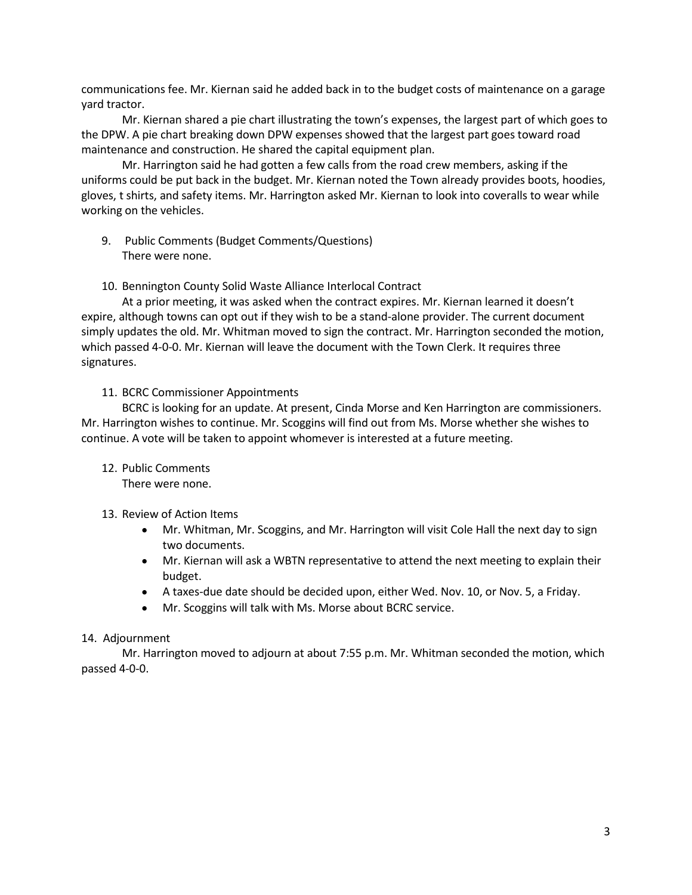communications fee. Mr. Kiernan said he added back in to the budget costs of maintenance on a garage yard tractor.

Mr. Kiernan shared a pie chart illustrating the town's expenses, the largest part of which goes to the DPW. A pie chart breaking down DPW expenses showed that the largest part goes toward road maintenance and construction. He shared the capital equipment plan.

Mr. Harrington said he had gotten a few calls from the road crew members, asking if the uniforms could be put back in the budget. Mr. Kiernan noted the Town already provides boots, hoodies, gloves, t shirts, and safety items. Mr. Harrington asked Mr. Kiernan to look into coveralls to wear while working on the vehicles.

9. Public Comments (Budget Comments/Questions)
   There were none.

10. Bennington County Solid Waste Alliance Interlocal Contract

At a prior meeting, it was asked when the contract expires. Mr. Kiernan learned it doesn't expire, although towns can opt out if they wish to be a stand-alone provider. The current document simply updates the old. Mr. Whitman moved to sign the contract. Mr. Harrington seconded the motion, which passed 4-0-0. Mr. Kiernan will leave the document with the Town Clerk. It requires three signatures.

11. BCRC Commissioner Appointments

BCRC is looking for an update. At present, Cinda Morse and Ken Harrington are commissioners. Mr. Harrington wishes to continue. Mr. Scoggins will find out from Ms. Morse whether she wishes to continue. A vote will be taken to appoint whomever is interested at a future meeting.

12. Public Comments
    There were none.

13. Review of Action Items
    - Mr. Whitman, Mr. Scoggins, and Mr. Harrington will visit Cole Hall the next day to sign two documents.
    - Mr. Kiernan will ask a WBTN representative to attend the next meeting to explain their budget.
    - A taxes-due date should be decided upon, either Wed. Nov. 10, or Nov. 5, a Friday.
    - Mr. Scoggins will talk with Ms. Morse about BCRC service.

14. Adjournment

Mr. Harrington moved to adjourn at about 7:55 p.m. Mr. Whitman seconded the motion, which passed 4-0-0.